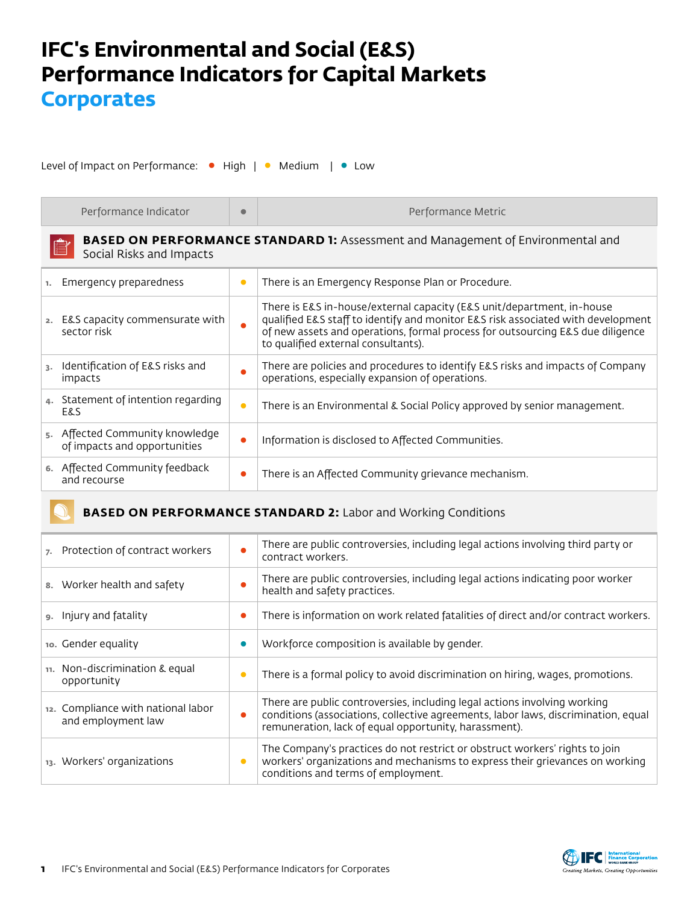# IFC's Environmental and Social (E&S) Performance Indicators for Capital Markets

## Corporates

Level of Impact on Performance: ● High | ● Medium | ● Low

| Performance Indicator | ● | Performance Metric |
|---|---|---|
| **BASED ON PERFORMANCE STANDARD 1:** Assessment and Management of Environmental and Social Risks and Impacts | | |
| 1. Emergency preparedness | Medium | There is an Emergency Response Plan or Procedure. |
| 2. E&S capacity commensurate with sector risk | High | There is E&S in-house/external capacity (E&S unit/department, in-house qualified E&S staff to identify and monitor E&S risk associated with development of new assets and operations, formal process for outsourcing E&S due diligence to qualified external consultants). |
| 3. Identification of E&S risks and impacts | High | There are policies and procedures to identify E&S risks and impacts of Company operations, especially expansion of operations. |
| 4. Statement of intention regarding E&S | Medium | There is an Environmental & Social Policy approved by senior management. |
| 5. Affected Community knowledge of impacts and opportunities | High | Information is disclosed to Affected Communities. |
| 6. Affected Community feedback and recourse | High | There is an Affected Community grievance mechanism. |
| **BASED ON PERFORMANCE STANDARD 2:** Labor and Working Conditions | | |
| 7. Protection of contract workers | High | There are public controversies, including legal actions involving third party or contract workers. |
| 8. Worker health and safety | High | There are public controversies, including legal actions indicating poor worker health and safety practices. |
| 9. Injury and fatality | High | There is information on work related fatalities of direct and/or contract workers. |
| 10. Gender equality | Low | Workforce composition is available by gender. |
| 11. Non-discrimination & equal opportunity | Medium | There is a formal policy to avoid discrimination on hiring, wages, promotions. |
| 12. Compliance with national labor and employment law | High | There are public controversies, including legal actions involving working conditions (associations, collective agreements, labor laws, discrimination, equal remuneration, lack of equal opportunity, harassment). |
| 13. Workers' organizations | Medium | The Company's practices do not restrict or obstruct workers' rights to join workers' organizations and mechanisms to express their grievances on working conditions and terms of employment. |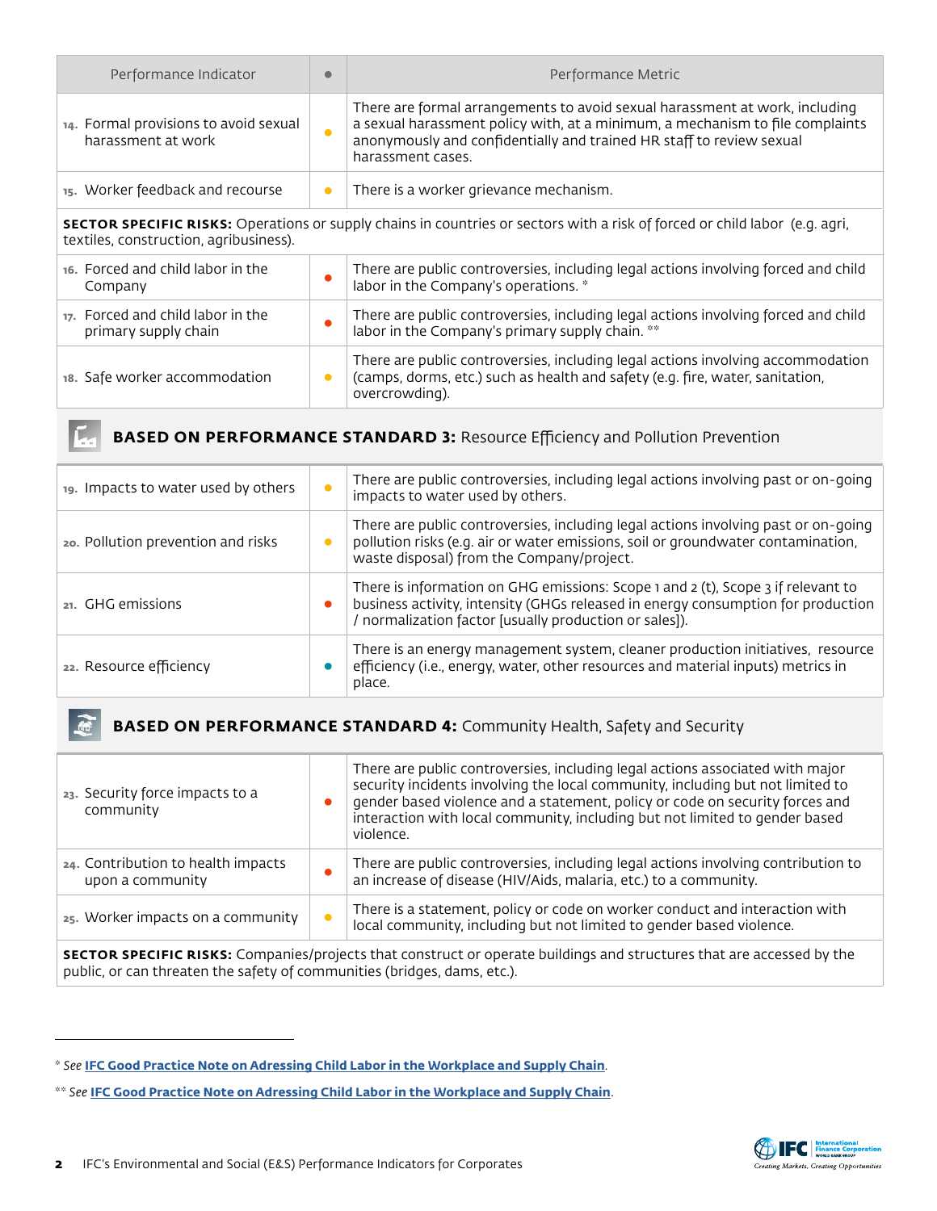| Performance Indicator | ● | Performance Metric |
|---|---|---|
| 14. Formal provisions to avoid sexual harassment at work | ● | There are formal arrangements to avoid sexual harassment at work, including a sexual harassment policy with, at a minimum, a mechanism to file complaints anonymously and confidentially and trained HR staff to review sexual harassment cases. |
| 15. Worker feedback and recourse | ● | There is a worker grievance mechanism. |
| **SECTOR SPECIFIC RISKS:** Operations or supply chains in countries or sectors with a risk of forced or child labor (e.g. agri, textiles, construction, agribusiness). | | |
| 16. Forced and child labor in the Company | ● | There are public controversies, including legal actions involving forced and child labor in the Company's operations. * |
| 17. Forced and child labor in the primary supply chain | ● | There are public controversies, including legal actions involving forced and child labor in the Company's primary supply chain. ** |
| 18. Safe worker accommodation | ● | There are public controversies, including legal actions involving accommodation (camps, dorms, etc.) such as health and safety (e.g. fire, water, sanitation, overcrowding). |

## BASED ON PERFORMANCE STANDARD 3: Resource Efficiency and Pollution Prevention

| Performance Indicator | ● | Performance Metric |
|---|---|---|
| 19. Impacts to water used by others | ● | There are public controversies, including legal actions involving past or on-going impacts to water used by others. |
| 20. Pollution prevention and risks | ● | There are public controversies, including legal actions involving past or on-going pollution risks (e.g. air or water emissions, soil or groundwater contamination, waste disposal) from the Company/project. |
| 21. GHG emissions | ● | There is information on GHG emissions: Scope 1 and 2 (t), Scope 3 if relevant to business activity, intensity (GHGs released in energy consumption for production / normalization factor [usually production or sales]). |
| 22. Resource efficiency | ● | There is an energy management system, cleaner production initiatives, resource efficiency (i.e., energy, water, other resources and material inputs) metrics in place. |

## BASED ON PERFORMANCE STANDARD 4: Community Health, Safety and Security

| Performance Indicator | ● | Performance Metric |
|---|---|---|
| 23. Security force impacts to a community | ● | There are public controversies, including legal actions associated with major security incidents involving the local community, including but not limited to gender based violence and a statement, policy or code on security forces and interaction with local community, including but not limited to gender based violence. |
| 24. Contribution to health impacts upon a community | ● | There are public controversies, including legal actions involving contribution to an increase of disease (HIV/Aids, malaria, etc.) to a community. |
| 25. Worker impacts on a community | ● | There is a statement, policy or code on worker conduct and interaction with local community, including but not limited to gender based violence. |
| **SECTOR SPECIFIC RISKS:** Companies/projects that construct or operate buildings and structures that are accessed by the public, or can threaten the safety of communities (bridges, dams, etc.). | | |

---

\* See **IFC Good Practice Note on Adressing Child Labor in the Workplace and Supply Chain**.

\*\* See **IFC Good Practice Note on Adressing Child Labor in the Workplace and Supply Chain**.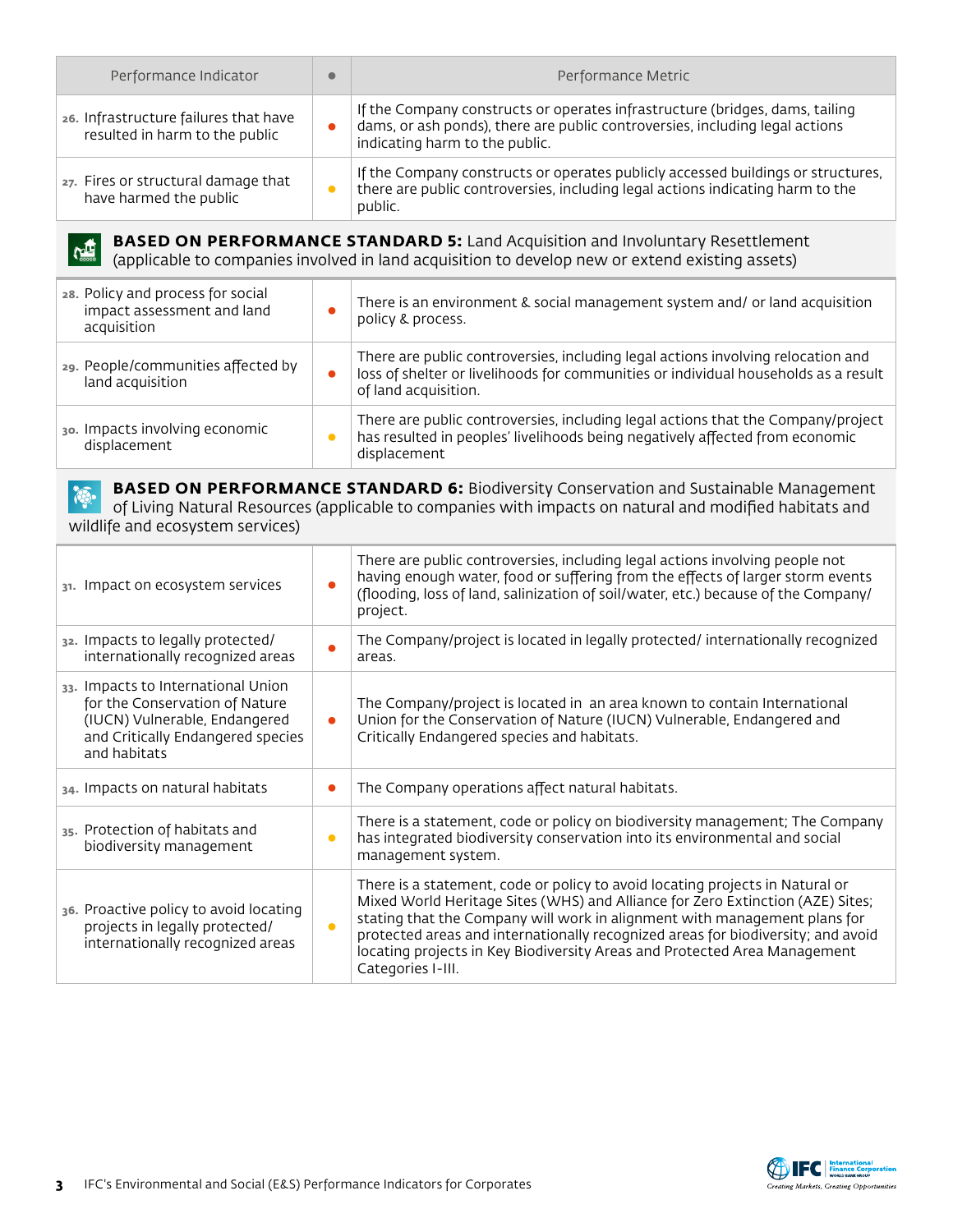| Performance Indicator | ● | Performance Metric |
|---|---|---|
| 26. Infrastructure failures that have resulted in harm to the public | ● | If the Company constructs or operates infrastructure (bridges, dams, tailing dams, or ash ponds), there are public controversies, including legal actions indicating harm to the public. |
| 27. Fires or structural damage that have harmed the public | ● | If the Company constructs or operates publicly accessed buildings or structures, there are public controversies, including legal actions indicating harm to the public. |
| **BASED ON PERFORMANCE STANDARD 5:** Land Acquisition and Involuntary Resettlement (applicable to companies involved in land acquisition to develop new or extend existing assets) | | |
| 28. Policy and process for social impact assessment and land acquisition | ● | There is an environment & social management system and/ or land acquisition policy & process. |
| 29. People/communities affected by land acquisition | ● | There are public controversies, including legal actions involving relocation and loss of shelter or livelihoods for communities or individual households as a result of land acquisition. |
| 30. Impacts involving economic displacement | ● | There are public controversies, including legal actions that the Company/project has resulted in peoples' livelihoods being negatively affected from economic displacement |
| **BASED ON PERFORMANCE STANDARD 6:** Biodiversity Conservation and Sustainable Management of Living Natural Resources (applicable to companies with impacts on natural and modified habitats and wildlife and ecosystem services) | | |
| 31. Impact on ecosystem services | ● | There are public controversies, including legal actions involving people not having enough water, food or suffering from the effects of larger storm events (flooding, loss of land, salinization of soil/water, etc.) because of the Company/ project. |
| 32. Impacts to legally protected/ internationally recognized areas | ● | The Company/project is located in legally protected/ internationally recognized areas. |
| 33. Impacts to International Union for the Conservation of Nature (IUCN) Vulnerable, Endangered and Critically Endangered species and habitats | ● | The Company/project is located in an area known to contain International Union for the Conservation of Nature (IUCN) Vulnerable, Endangered and Critically Endangered species and habitats. |
| 34. Impacts on natural habitats | ● | The Company operations affect natural habitats. |
| 35. Protection of habitats and biodiversity management | ● | There is a statement, code or policy on biodiversity management; The Company has integrated biodiversity conservation into its environmental and social management system. |
| 36. Proactive policy to avoid locating projects in legally protected/ internationally recognized areas | ● | There is a statement, code or policy to avoid locating projects in Natural or Mixed World Heritage Sites (WHS) and Alliance for Zero Extinction (AZE) Sites; stating that the Company will work in alignment with management plans for protected areas and internationally recognized areas for biodiversity; and avoid locating projects in Key Biodiversity Areas and Protected Area Management Categories I-III. |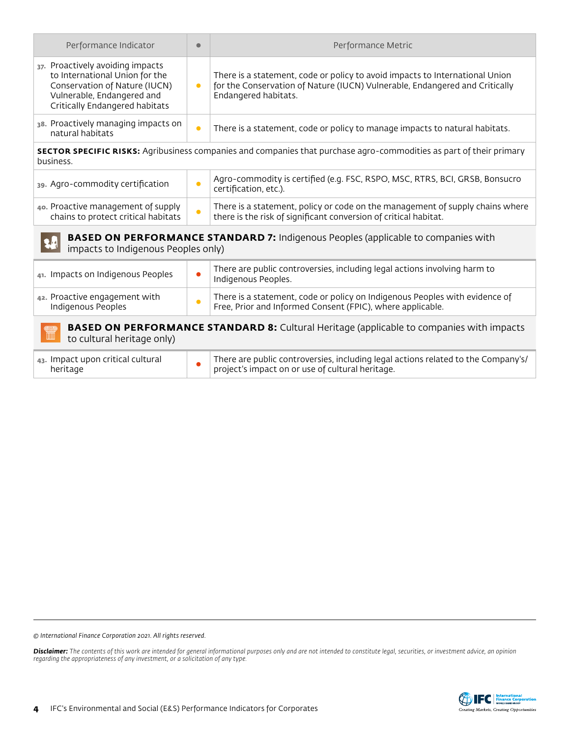| Performance Indicator | ● | Performance Metric |
|---|---|---|
| 37. Proactively avoiding impacts to International Union for the Conservation of Nature (IUCN) Vulnerable, Endangered and Critically Endangered habitats | ● | There is a statement, code or policy to avoid impacts to International Union for the Conservation of Nature (IUCN) Vulnerable, Endangered and Critically Endangered habitats. |
| 38. Proactively managing impacts on natural habitats | ● | There is a statement, code or policy to manage impacts to natural habitats. |
| **SECTOR SPECIFIC RISKS:** Agribusiness companies and companies that purchase agro-commodities as part of their primary business. | | |
| 39. Agro-commodity certification | ● | Agro-commodity is certified (e.g. FSC, RSPO, MSC, RTRS, BCI, GRSB, Bonsucro certification, etc.). |
| 40. Proactive management of supply chains to protect critical habitats | ● | There is a statement, policy or code on the management of supply chains where there is the risk of significant conversion of critical habitat. |
| **BASED ON PERFORMANCE STANDARD 7:** Indigenous Peoples (applicable to companies with impacts to Indigenous Peoples only) | | |
| 41. Impacts on Indigenous Peoples | ● | There are public controversies, including legal actions involving harm to Indigenous Peoples. |
| 42. Proactive engagement with Indigenous Peoples | ● | There is a statement, code or policy on Indigenous Peoples with evidence of Free, Prior and Informed Consent (FPIC), where applicable. |
| **BASED ON PERFORMANCE STANDARD 8:** Cultural Heritage (applicable to companies with impacts to cultural heritage only) | | |
| 43. Impact upon critical cultural heritage | ● | There are public controversies, including legal actions related to the Company's/project's impact on or use of cultural heritage. |

*© International Finance Corporation 2021. All rights reserved.*

***Disclaimer:*** *The contents of this work are intended for general informational purposes only and are not intended to constitute legal, securities, or investment advice, an opinion regarding the appropriateness of any investment, or a solicitation of any type.*